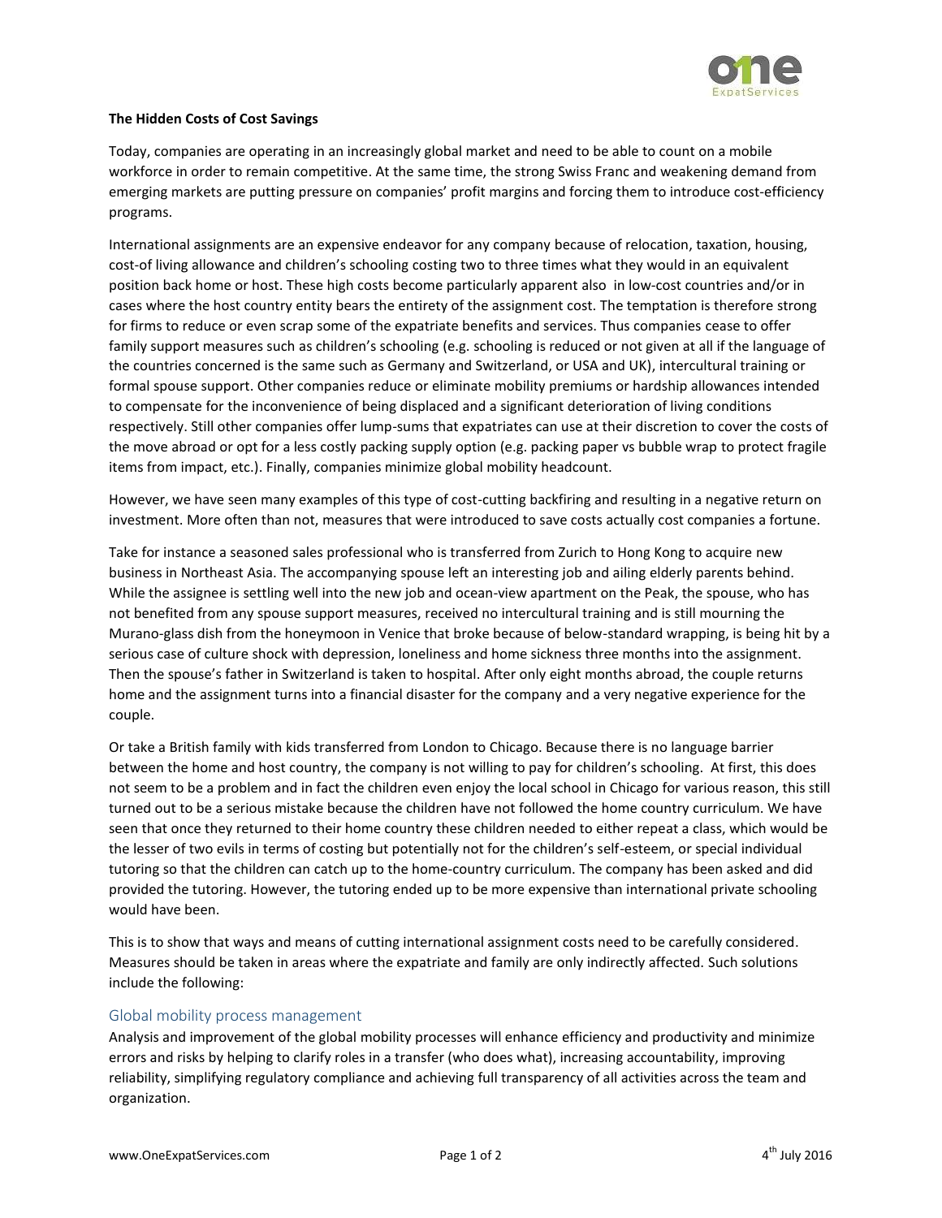**The Hidden Costs of Cost Savings**

Today, companies are operating in an increasingly global market and need to be able to count on a mobile workforce in order to remain competitive. At the same time, the strong Swiss Franc and weakening demand from emerging markets are putting pressure on companies' profit margins and forcing them to introduce cost-efficiency programs.

International assignments are an expensive endeavor for any company because of relocation, taxation, housing, cost-of living allowance and children's schooling costing two to three times what they would in an equivalent position back home or host. These high costs become particularly apparent also in low-cost countries and/or in cases where the host country entity bears the entirety of the assignment cost. The temptation is therefore strong for firms to reduce or even scrap some of the expatriate benefits and services. Thus companies cease to offer family support measures such as children's schooling (e.g. schooling is reduced or not given at all if the language of the countries concerned is the same such as Germany and Switzerland, or USA and UK), intercultural training or formal spouse support. Other companies reduce or eliminate mobility premiums or hardship allowances intended to compensate for the inconvenience of being displaced and a significant deterioration of living conditions respectively. Still other companies offer lump-sums that expatriates can use at their discretion to cover the costs of the move abroad or opt for a less costly packing supply option (e.g. packing paper vs bubble wrap to protect fragile items from impact, etc.). Finally, companies minimize global mobility headcount.

However, we have seen many examples of this type of cost-cutting backfiring and resulting in a negative return on investment. More often than not, measures that were introduced to save costs actually cost companies a fortune.

Take for instance a seasoned sales professional who is transferred from Zurich to Hong Kong to acquire new business in Northeast Asia. The accompanying spouse left an interesting job and ailing elderly parents behind. While the assignee is settling well into the new job and ocean-view apartment on the Peak, the spouse, who has not benefited from any spouse support measures, received no intercultural training and is still mourning the Murano-glass dish from the honeymoon in Venice that broke because of below-standard wrapping, is being hit by a serious case of culture shock with depression, loneliness and home sickness three months into the assignment. Then the spouse's father in Switzerland is taken to hospital. After only eight months abroad, the couple returns home and the assignment turns into a financial disaster for the company and a very negative experience for the couple.

Or take a British family with kids transferred from London to Chicago. Because there is no language barrier between the home and host country, the company is not willing to pay for children's schooling. At first, this does not seem to be a problem and in fact the children even enjoy the local school in Chicago for various reason, this still turned out to be a serious mistake because the children have not followed the home country curriculum. We have seen that once they returned to their home country these children needed to either repeat a class, which would be the lesser of two evils in terms of costing but potentially not for the children's self-esteem, or special individual tutoring so that the children can catch up to the home-country curriculum. The company has been asked and did provided the tutoring. However, the tutoring ended up to be more expensive than international private schooling would have been.

This is to show that ways and means of cutting international assignment costs need to be carefully considered. Measures should be taken in areas where the expatriate and family are only indirectly affected. Such solutions include the following:

## Global mobility process management

Analysis and improvement of the global mobility processes will enhance efficiency and productivity and minimize errors and risks by helping to clarify roles in a transfer (who does what), increasing accountability, improving reliability, simplifying regulatory compliance and achieving full transparency of all activities across the team and organization.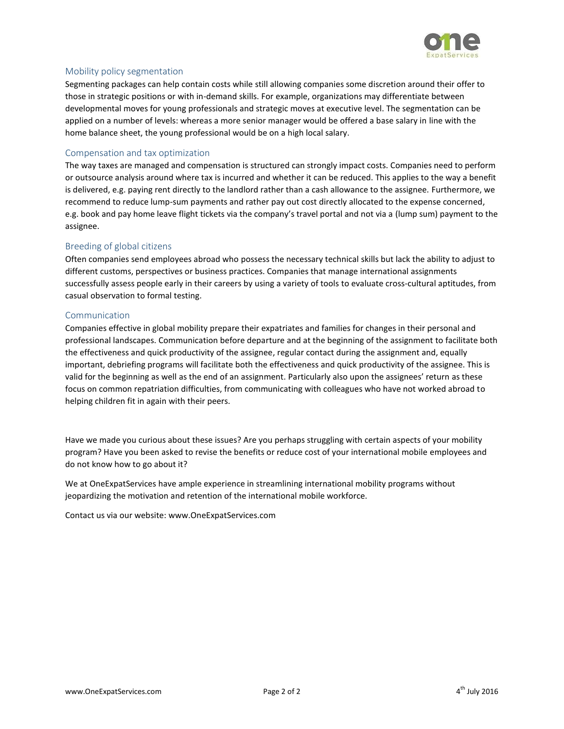## Mobility policy segmentation

Segmenting packages can help contain costs while still allowing companies some discretion around their offer to those in strategic positions or with in-demand skills. For example, organizations may differentiate between developmental moves for young professionals and strategic moves at executive level. The segmentation can be applied on a number of levels: whereas a more senior manager would be offered a base salary in line with the home balance sheet, the young professional would be on a high local salary.

## Compensation and tax optimization

The way taxes are managed and compensation is structured can strongly impact costs. Companies need to perform or outsource analysis around where tax is incurred and whether it can be reduced. This applies to the way a benefit is delivered, e.g. paying rent directly to the landlord rather than a cash allowance to the assignee. Furthermore, we recommend to reduce lump-sum payments and rather pay out cost directly allocated to the expense concerned, e.g. book and pay home leave flight tickets via the company's travel portal and not via a (lump sum) payment to the assignee.

## Breeding of global citizens

Often companies send employees abroad who possess the necessary technical skills but lack the ability to adjust to different customs, perspectives or business practices. Companies that manage international assignments successfully assess people early in their careers by using a variety of tools to evaluate cross-cultural aptitudes, from casual observation to formal testing.

## Communication

Companies effective in global mobility prepare their expatriates and families for changes in their personal and professional landscapes. Communication before departure and at the beginning of the assignment to facilitate both the effectiveness and quick productivity of the assignee, regular contact during the assignment and, equally important, debriefing programs will facilitate both the effectiveness and quick productivity of the assignee. This is valid for the beginning as well as the end of an assignment. Particularly also upon the assignees' return as these focus on common repatriation difficulties, from communicating with colleagues who have not worked abroad to helping children fit in again with their peers.

Have we made you curious about these issues? Are you perhaps struggling with certain aspects of your mobility program? Have you been asked to revise the benefits or reduce cost of your international mobile employees and do not know how to go about it?

We at OneExpatServices have ample experience in streamlining international mobility programs without jeopardizing the motivation and retention of the international mobile workforce.

Contact us via our website: www.OneExpatServices.com